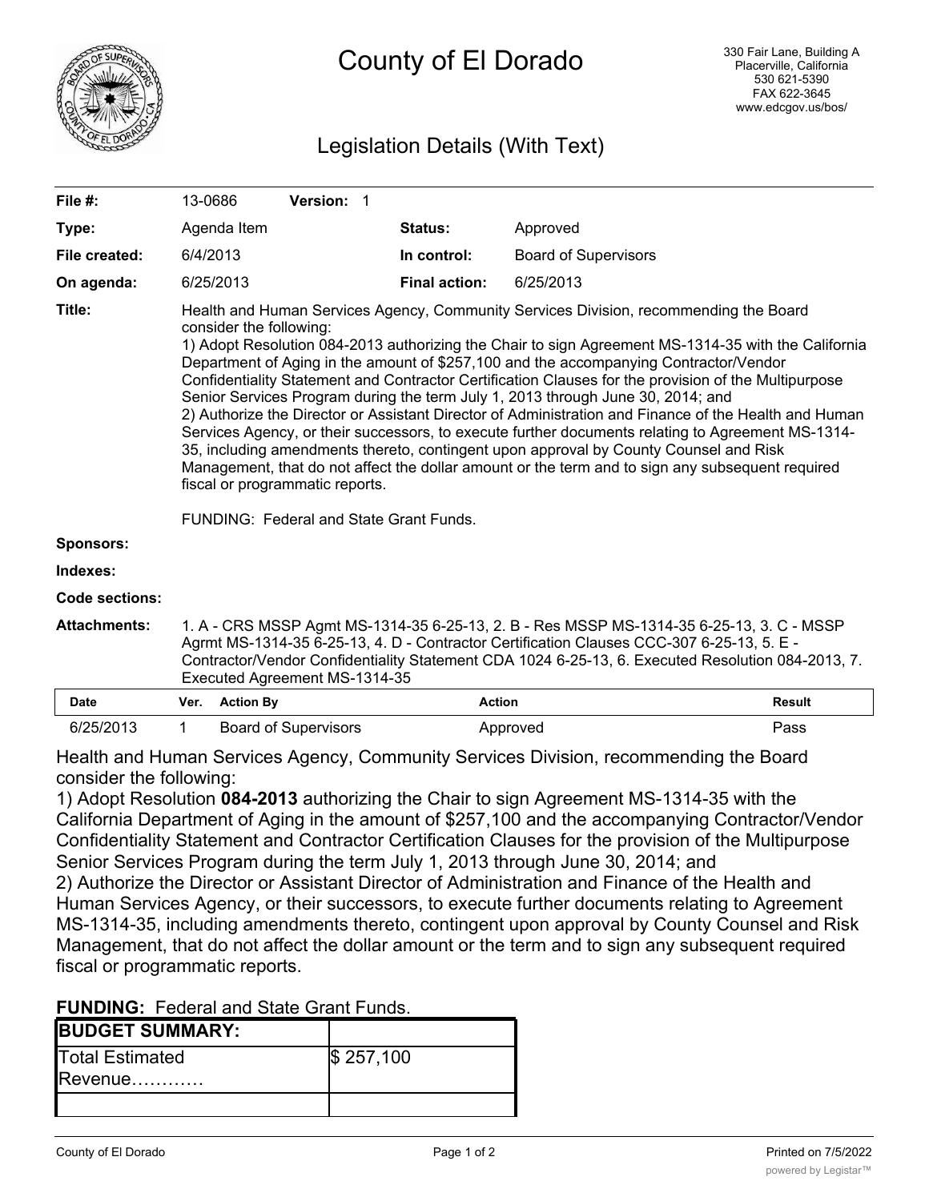# County of El Dorado

330 Fair Lane, Building A
Placerville, California
530 621-5390
FAX 622-3645
www.edcgov.us/bos/

## Legislation Details (With Text)

| | | | |
|---|---|---|---|
| **File #:** | 13-0686 **Version:** 1 | | |
| **Type:** | Agenda Item | **Status:** | Approved |
| **File created:** | 6/4/2013 | **In control:** | Board of Supervisors |
| **On agenda:** | 6/25/2013 | **Final action:** | 6/25/2013 |

**Title:** Health and Human Services Agency, Community Services Division, recommending the Board consider the following:
1) Adopt Resolution 084-2013 authorizing the Chair to sign Agreement MS-1314-35 with the California Department of Aging in the amount of $257,100 and the accompanying Contractor/Vendor Confidentiality Statement and Contractor Certification Clauses for the provision of the Multipurpose Senior Services Program during the term July 1, 2013 through June 30, 2014; and
2) Authorize the Director or Assistant Director of Administration and Finance of the Health and Human Services Agency, or their successors, to execute further documents relating to Agreement MS-1314-35, including amendments thereto, contingent upon approval by County Counsel and Risk Management, that do not affect the dollar amount or the term and to sign any subsequent required fiscal or programmatic reports.

FUNDING: Federal and State Grant Funds.

**Sponsors:**

**Indexes:**

**Code sections:**

**Attachments:** 1. A - CRS MSSP Agmt MS-1314-35 6-25-13, 2. B - Res MSSP MS-1314-35 6-25-13, 3. C - MSSP Agrmt MS-1314-35 6-25-13, 4. D - Contractor Certification Clauses CCC-307 6-25-13, 5. E - Contractor/Vendor Confidentiality Statement CDA 1024 6-25-13, 6. Executed Resolution 084-2013, 7. Executed Agreement MS-1314-35

| Date | Ver. | Action By | Action | Result |
|---|---|---|---|---|
| 6/25/2013 | 1 | Board of Supervisors | Approved | Pass |

Health and Human Services Agency, Community Services Division, recommending the Board consider the following:
1) Adopt Resolution **084-2013** authorizing the Chair to sign Agreement MS-1314-35 with the California Department of Aging in the amount of $257,100 and the accompanying Contractor/Vendor Confidentiality Statement and Contractor Certification Clauses for the provision of the Multipurpose Senior Services Program during the term July 1, 2013 through June 30, 2014; and
2) Authorize the Director or Assistant Director of Administration and Finance of the Health and Human Services Agency, or their successors, to execute further documents relating to Agreement MS-1314-35, including amendments thereto, contingent upon approval by County Counsel and Risk Management, that do not affect the dollar amount or the term and to sign any subsequent required fiscal or programmatic reports.

**FUNDING:** Federal and State Grant Funds.

| **BUDGET SUMMARY:** | |
|---|---|
| Total Estimated Revenue………… | $ 257,100 |
| | |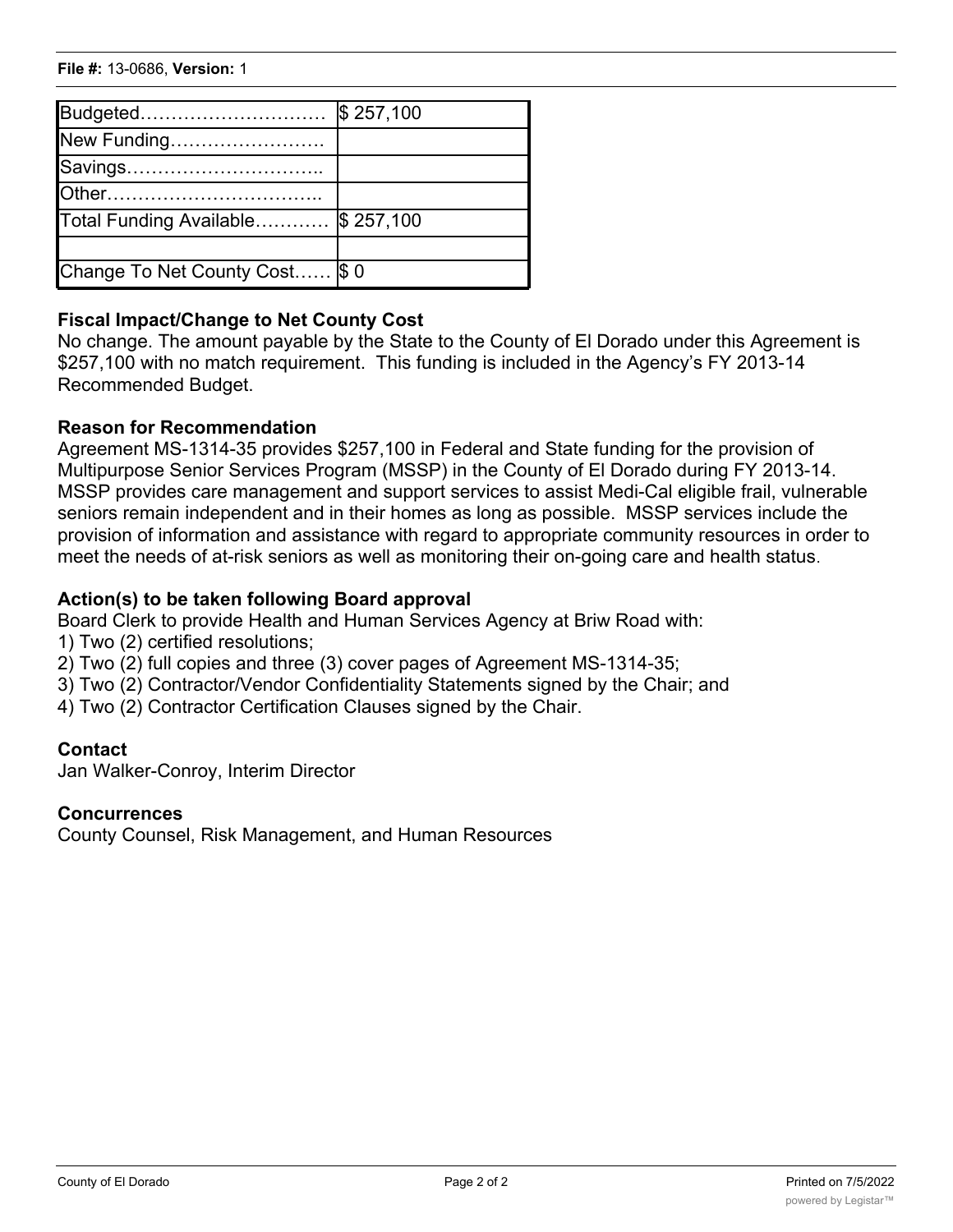| | |
|---|---|
| Budgeted………………………… | $ 257,100 |
| New Funding…………………… | |
| Savings………………………….. | |
| Other…………………………….. | |
| Total Funding Available………… | $ 257,100 |
| | |
| Change To Net County Cost…… | $ 0 |

**Fiscal Impact/Change to Net County Cost**

No change. The amount payable by the State to the County of El Dorado under this Agreement is $257,100 with no match requirement. This funding is included in the Agency's FY 2013-14 Recommended Budget.

**Reason for Recommendation**

Agreement MS-1314-35 provides $257,100 in Federal and State funding for the provision of Multipurpose Senior Services Program (MSSP) in the County of El Dorado during FY 2013-14. MSSP provides care management and support services to assist Medi-Cal eligible frail, vulnerable seniors remain independent and in their homes as long as possible. MSSP services include the provision of information and assistance with regard to appropriate community resources in order to meet the needs of at-risk seniors as well as monitoring their on-going care and health status.

**Action(s) to be taken following Board approval**

Board Clerk to provide Health and Human Services Agency at Briw Road with:

1) Two (2) certified resolutions;
2) Two (2) full copies and three (3) cover pages of Agreement MS-1314-35;
3) Two (2) Contractor/Vendor Confidentiality Statements signed by the Chair; and
4) Two (2) Contractor Certification Clauses signed by the Chair.

**Contact**

Jan Walker-Conroy, Interim Director

**Concurrences**

County Counsel, Risk Management, and Human Resources